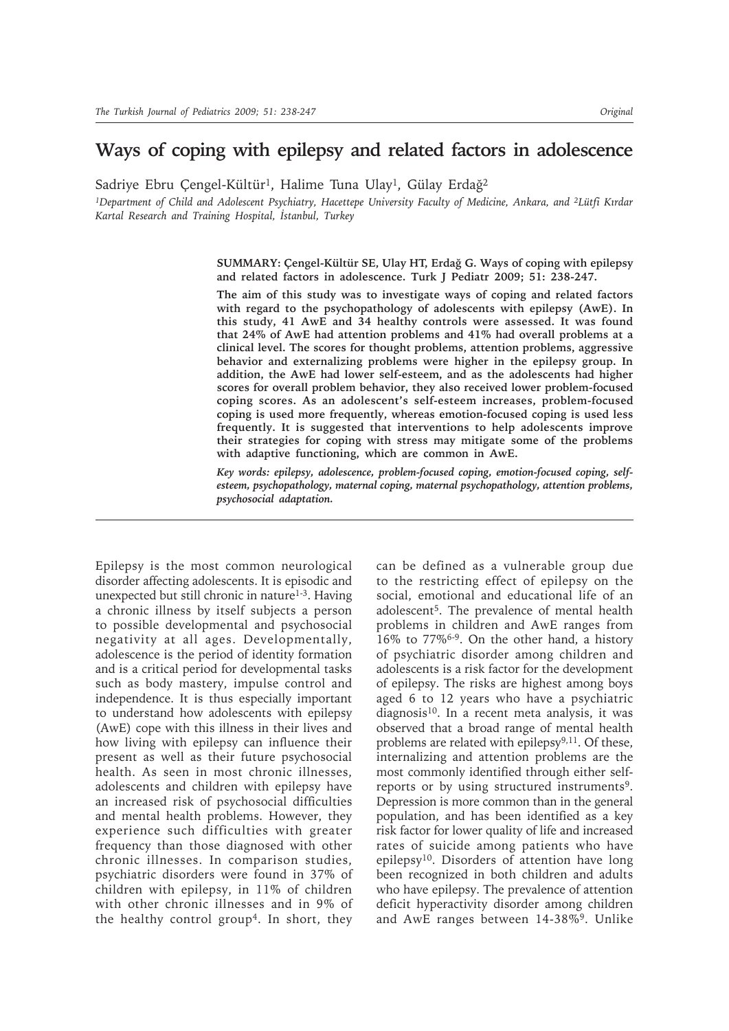# Ways of coping with epilepsy and related factors in adolescence

Sadriye Ebru Çengel-Kültür[1], Halime Tuna Ulay[1], Gülay Erdağ[2]

*[1]Department of Child and Adolescent Psychiatry, Hacettepe University Faculty of Medicine, Ankara, and [2]Lütfi Kırdar Kartal Research and Training Hospital, İstanbul, Turkey*

**SUMMARY: Çengel-Kültür SE, Ulay HT, Erdağ G. Ways of coping with epilepsy and related factors in adolescence. Turk J Pediatr 2009; 51: 238-247.**

**The aim of this study was to investigate ways of coping and related factors with regard to the psychopathology of adolescents with epilepsy (AwE). In this study, 41 AwE and 34 healthy controls were assessed. It was found that 24% of AwE had attention problems and 41% had overall problems at a clinical level. The scores for thought problems, attention problems, aggressive behavior and externalizing problems were higher in the epilepsy group. In addition, the AwE had lower self-esteem, and as the adolescents had higher scores for overall problem behavior, they also received lower problem-focused coping scores. As an adolescent's self-esteem increases, problem-focused coping is used more frequently, whereas emotion-focused coping is used less frequently. It is suggested that interventions to help adolescents improve their strategies for coping with stress may mitigate some of the problems with adaptive functioning, which are common in AwE.**

***Key words:** epilepsy, adolescence, problem-focused coping, emotion-focused coping, self-esteem, psychopathology, maternal coping, maternal psychopathology, attention problems, psychosocial adaptation.*

---

Epilepsy is the most common neurological disorder affecting adolescents. It is episodic and unexpected but still chronic in nature[1-3]. Having a chronic illness by itself subjects a person to possible developmental and psychosocial negativity at all ages. Developmentally, adolescence is the period of identity formation and is a critical period for developmental tasks such as body mastery, impulse control and independence. It is thus especially important to understand how adolescents with epilepsy (AwE) cope with this illness in their lives and how living with epilepsy can influence their present as well as their future psychosocial health. As seen in most chronic illnesses, adolescents and children with epilepsy have an increased risk of psychosocial difficulties and mental health problems. However, they experience such difficulties with greater frequency than those diagnosed with other chronic illnesses. In comparison studies, psychiatric disorders were found in 37% of children with epilepsy, in 11% of children with other chronic illnesses and in 9% of the healthy control group[4]. In short, they can be defined as a vulnerable group due to the restricting effect of epilepsy on the social, emotional and educational life of an adolescent[5]. The prevalence of mental health problems in children and AwE ranges from 16% to 77%[6-9]. On the other hand, a history of psychiatric disorder among children and adolescents is a risk factor for the development of epilepsy. The risks are highest among boys aged 6 to 12 years who have a psychiatric diagnosis[10]. In a recent meta analysis, it was observed that a broad range of mental health problems are related with epilepsy[9,11]. Of these, internalizing and attention problems are the most commonly identified through either self-reports or by using structured instruments[9]. Depression is more common than in the general population, and has been identified as a key risk factor for lower quality of life and increased rates of suicide among patients who have epilepsy[10]. Disorders of attention have long been recognized in both children and adults who have epilepsy. The prevalence of attention deficit hyperactivity disorder among children and AwE ranges between 14-38%[9]. Unlike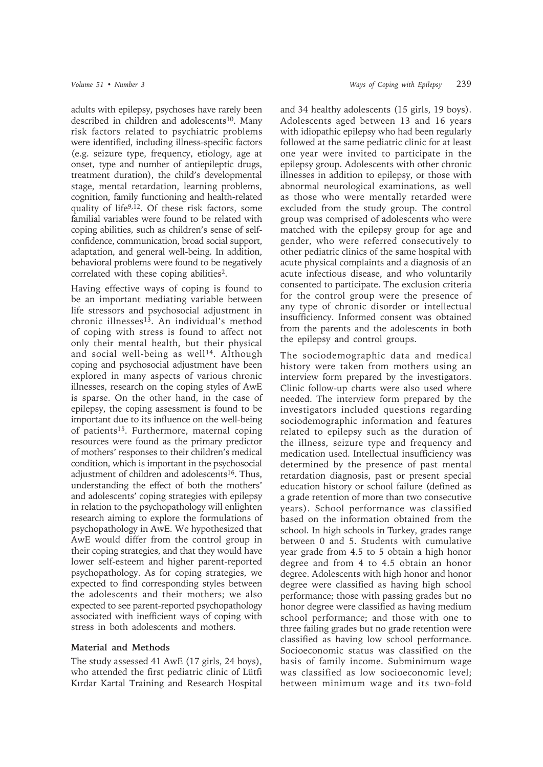adults with epilepsy, psychoses have rarely been described in children and adolescents[10]. Many risk factors related to psychiatric problems were identified, including illness-specific factors (e.g. seizure type, frequency, etiology, age at onset, type and number of antiepileptic drugs, treatment duration), the child's developmental stage, mental retardation, learning problems, cognition, family functioning and health-related quality of life[9,12]. Of these risk factors, some familial variables were found to be related with coping abilities, such as children's sense of self-confidence, communication, broad social support, adaptation, and general well-being. In addition, behavioral problems were found to be negatively correlated with these coping abilities[2].

Having effective ways of coping is found to be an important mediating variable between life stressors and psychosocial adjustment in chronic illnesses[13]. An individual's method of coping with stress is found to affect not only their mental health, but their physical and social well-being as well[14]. Although coping and psychosocial adjustment have been explored in many aspects of various chronic illnesses, research on the coping styles of AwE is sparse. On the other hand, in the case of epilepsy, the coping assessment is found to be important due to its influence on the well-being of patients[15]. Furthermore, maternal coping resources were found as the primary predictor of mothers' responses to their children's medical condition, which is important in the psychosocial adjustment of children and adolescents[16]. Thus, understanding the effect of both the mothers' and adolescents' coping strategies with epilepsy in relation to the psychopathology will enlighten research aiming to explore the formulations of psychopathology in AwE. We hypothesized that AwE would differ from the control group in their coping strategies, and that they would have lower self-esteem and higher parent-reported psychopathology. As for coping strategies, we expected to find corresponding styles between the adolescents and their mothers; we also expected to see parent-reported psychopathology associated with inefficient ways of coping with stress in both adolescents and mothers.

## Material and Methods

The study assessed 41 AwE (17 girls, 24 boys), who attended the first pediatric clinic of Lütfi Kırdar Kartal Training and Research Hospital and 34 healthy adolescents (15 girls, 19 boys). Adolescents aged between 13 and 16 years with idiopathic epilepsy who had been regularly followed at the same pediatric clinic for at least one year were invited to participate in the epilepsy group. Adolescents with other chronic illnesses in addition to epilepsy, or those with abnormal neurological examinations, as well as those who were mentally retarded were excluded from the study group. The control group was comprised of adolescents who were matched with the epilepsy group for age and gender, who were referred consecutively to other pediatric clinics of the same hospital with acute physical complaints and a diagnosis of an acute infectious disease, and who voluntarily consented to participate. The exclusion criteria for the control group were the presence of any type of chronic disorder or intellectual insufficiency. Informed consent was obtained from the parents and the adolescents in both the epilepsy and control groups.

The sociodemographic data and medical history were taken from mothers using an interview form prepared by the investigators. Clinic follow-up charts were also used where needed. The interview form prepared by the investigators included questions regarding sociodemographic information and features related to epilepsy such as the duration of the illness, seizure type and frequency and medication used. Intellectual insufficiency was determined by the presence of past mental retardation diagnosis, past or present special education history or school failure (defined as a grade retention of more than two consecutive years). School performance was classified based on the information obtained from the school. In high schools in Turkey, grades range between 0 and 5. Students with cumulative year grade from 4.5 to 5 obtain a high honor degree and from 4 to 4.5 obtain an honor degree. Adolescents with high honor and honor degree were classified as having high school performance; those with passing grades but no honor degree were classified as having medium school performance; and those with one to three failing grades but no grade retention were classified as having low school performance. Socioeconomic status was classified on the basis of family income. Subminimum wage was classified as low socioeconomic level; between minimum wage and its two-fold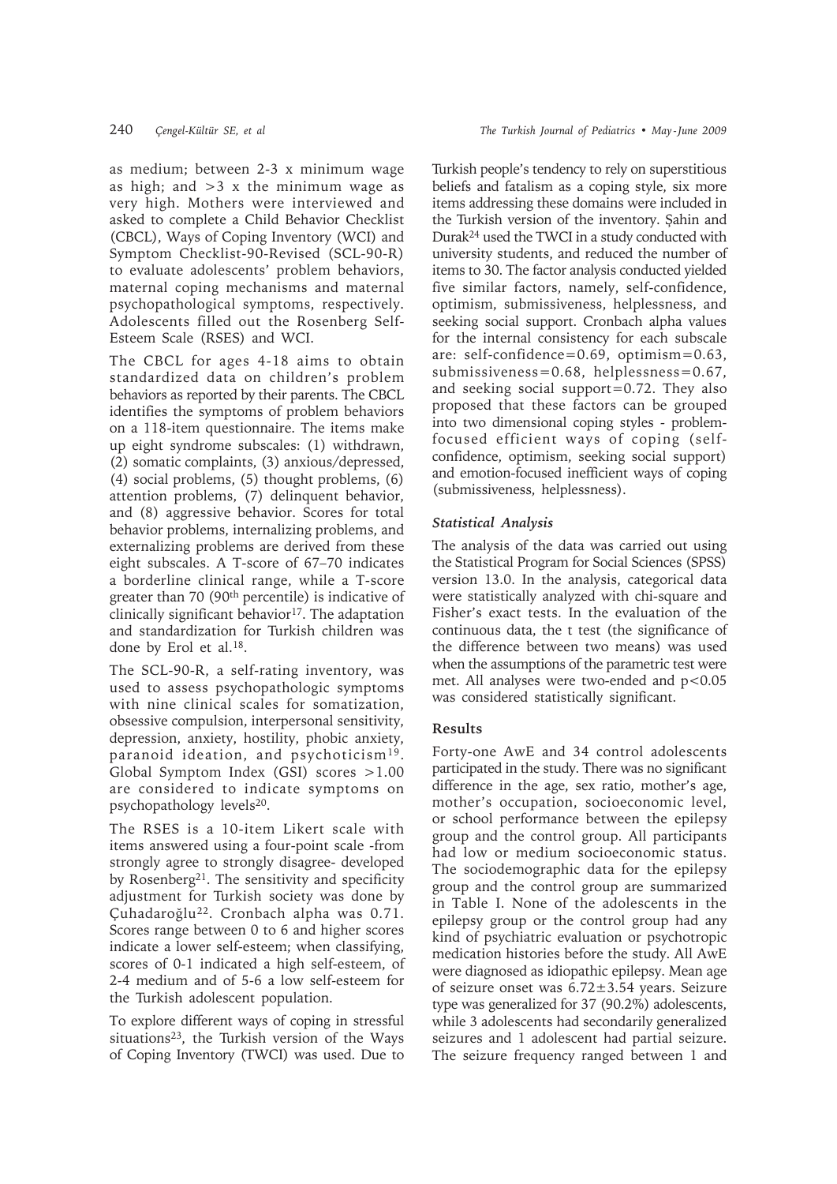as medium; between 2-3 x minimum wage as high; and >3 x the minimum wage as very high. Mothers were interviewed and asked to complete a Child Behavior Checklist (CBCL), Ways of Coping Inventory (WCI) and Symptom Checklist-90-Revised (SCL-90-R) to evaluate adolescents' problem behaviors, maternal coping mechanisms and maternal psychopathological symptoms, respectively. Adolescents filled out the Rosenberg Self-Esteem Scale (RSES) and WCI.

The CBCL for ages 4-18 aims to obtain standardized data on children's problem behaviors as reported by their parents. The CBCL identifies the symptoms of problem behaviors on a 118-item questionnaire. The items make up eight syndrome subscales: (1) withdrawn, (2) somatic complaints, (3) anxious/depressed, (4) social problems, (5) thought problems, (6) attention problems, (7) delinquent behavior, and (8) aggressive behavior. Scores for total behavior problems, internalizing problems, and externalizing problems are derived from these eight subscales. A T-score of 67–70 indicates a borderline clinical range, while a T-score greater than 70 (90th percentile) is indicative of clinically significant behavior[17]. The adaptation and standardization for Turkish children was done by Erol et al.[18].

The SCL-90-R, a self-rating inventory, was used to assess psychopathologic symptoms with nine clinical scales for somatization, obsessive compulsion, interpersonal sensitivity, depression, anxiety, hostility, phobic anxiety, paranoid ideation, and psychoticism[19]. Global Symptom Index (GSI) scores >1.00 are considered to indicate symptoms on psychopathology levels[20].

The RSES is a 10-item Likert scale with items answered using a four-point scale -from strongly agree to strongly disagree- developed by Rosenberg[21]. The sensitivity and specificity adjustment for Turkish society was done by Çuhadaroğlu[22]. Cronbach alpha was 0.71. Scores range between 0 to 6 and higher scores indicate a lower self-esteem; when classifying, scores of 0-1 indicated a high self-esteem, of 2-4 medium and of 5-6 a low self-esteem for the Turkish adolescent population.

To explore different ways of coping in stressful situations[23], the Turkish version of the Ways of Coping Inventory (TWCI) was used. Due to Turkish people's tendency to rely on superstitious beliefs and fatalism as a coping style, six more items addressing these domains were included in the Turkish version of the inventory. Şahin and Durak[24] used the TWCI in a study conducted with university students, and reduced the number of items to 30. The factor analysis conducted yielded five similar factors, namely, self-confidence, optimism, submissiveness, helplessness, and seeking social support. Cronbach alpha values for the internal consistency for each subscale are: self-confidence=0.69, optimism=0.63, submissiveness=0.68, helplessness=0.67, and seeking social support=0.72. They also proposed that these factors can be grouped into two dimensional coping styles - problem-focused efficient ways of coping (self-confidence, optimism, seeking social support) and emotion-focused inefficient ways of coping (submissiveness, helplessness).

### *Statistical Analysis*

The analysis of the data was carried out using the Statistical Program for Social Sciences (SPSS) version 13.0. In the analysis, categorical data were statistically analyzed with chi-square and Fisher's exact tests. In the evaluation of the continuous data, the t test (the significance of the difference between two means) was used when the assumptions of the parametric test were met. All analyses were two-ended and $p<0.05$ was considered statistically significant.

## Results

Forty-one AwE and 34 control adolescents participated in the study. There was no significant difference in the age, sex ratio, mother's age, mother's occupation, socioeconomic level, or school performance between the epilepsy group and the control group. All participants had low or medium socioeconomic status. The sociodemographic data for the epilepsy group and the control group are summarized in Table I. None of the adolescents in the epilepsy group or the control group had any kind of psychiatric evaluation or psychotropic medication histories before the study. All AwE were diagnosed as idiopathic epilepsy. Mean age of seizure onset was 6.72±3.54 years. Seizure type was generalized for 37 (90.2%) adolescents, while 3 adolescents had secondarily generalized seizures and 1 adolescent had partial seizure. The seizure frequency ranged between 1 and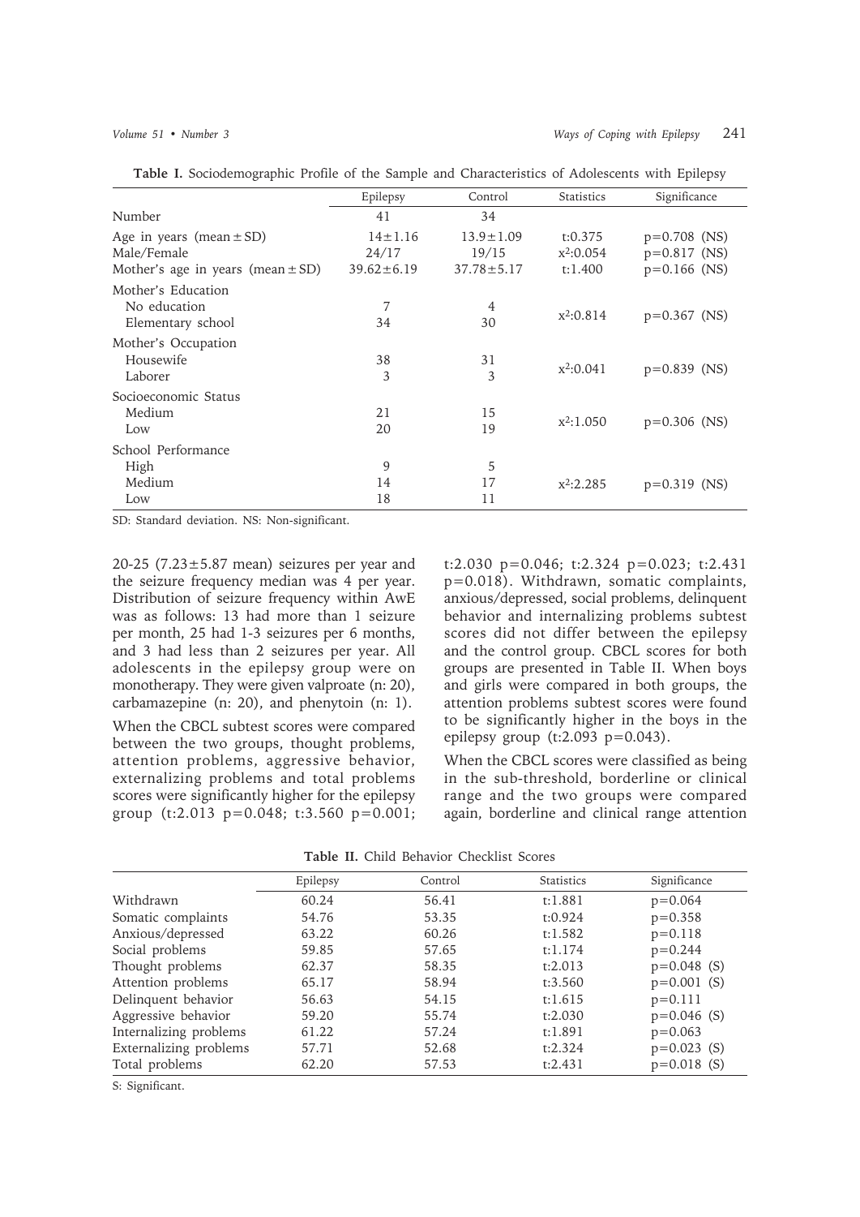**Table I.** Sociodemographic Profile of the Sample and Characteristics of Adolescents with Epilepsy

| | Epilepsy | Control | Statistics | Significance |
|---|---|---|---|---|
| Number | 41 | 34 | | |
| Age in years (mean ± SD) | 14±1.16 | 13.9±1.09 | t:0.375 | p=0.708 (NS) |
| Male/Female | 24/17 | 19/15 | $x^2$:0.054 | p=0.817 (NS) |
| Mother's age in years (mean ± SD) | 39.62±6.19 | 37.78±5.17 | t:1.400 | p=0.166 (NS) |
| Mother's Education | | | | |
| No education | 7 | 4 | $x^2$:0.814 | p=0.367 (NS) |
| Elementary school | 34 | 30 | | |
| Mother's Occupation | | | | |
| Housewife | 38 | 31 | $x^2$:0.041 | p=0.839 (NS) |
| Laborer | 3 | 3 | | |
| Socioeconomic Status | | | | |
| Medium | 21 | 15 | $x^2$:1.050 | p=0.306 (NS) |
| Low | 20 | 19 | | |
| School Performance | | | | |
| High | 9 | 5 | | |
| Medium | 14 | 17 | $x^2$:2.285 | p=0.319 (NS) |
| Low | 18 | 11 | | |

SD: Standard deviation. NS: Non-significant.

20-25 (7.23±5.87 mean) seizures per year and the seizure frequency median was 4 per year. Distribution of seizure frequency within AwE was as follows: 13 had more than 1 seizure per month, 25 had 1-3 seizures per 6 months, and 3 had less than 2 seizures per year. All adolescents in the epilepsy group were on monotherapy. They were given valproate (n: 20), carbamazepine (n: 20), and phenytoin (n: 1).

When the CBCL subtest scores were compared between the two groups, thought problems, attention problems, aggressive behavior, externalizing problems and total problems scores were significantly higher for the epilepsy group (t:2.013 p=0.048; t:3.560 p=0.001; t:2.030 p=0.046; t:2.324 p=0.023; t:2.431 p=0.018). Withdrawn, somatic complaints, anxious/depressed, social problems, delinquent behavior and internalizing problems subtest scores did not differ between the epilepsy and the control group. CBCL scores for both groups are presented in Table II. When boys and girls were compared in both groups, the attention problems subtest scores were found to be significantly higher in the boys in the epilepsy group (t:2.093 p=0.043).

When the CBCL scores were classified as being in the sub-threshold, borderline or clinical range and the two groups were compared again, borderline and clinical range attention

**Table II.** Child Behavior Checklist Scores

| | Epilepsy | Control | Statistics | Significance |
|---|---|---|---|---|
| Withdrawn | 60.24 | 56.41 | t:1.881 | p=0.064 |
| Somatic complaints | 54.76 | 53.35 | t:0.924 | p=0.358 |
| Anxious/depressed | 63.22 | 60.26 | t:1.582 | p=0.118 |
| Social problems | 59.85 | 57.65 | t:1.174 | p=0.244 |
| Thought problems | 62.37 | 58.35 | t:2.013 | p=0.048 (S) |
| Attention problems | 65.17 | 58.94 | t:3.560 | p=0.001 (S) |
| Delinquent behavior | 56.63 | 54.15 | t:1.615 | p=0.111 |
| Aggressive behavior | 59.20 | 55.74 | t:2.030 | p=0.046 (S) |
| Internalizing problems | 61.22 | 57.24 | t:1.891 | p=0.063 |
| Externalizing problems | 57.71 | 52.68 | t:2.324 | p=0.023 (S) |
| Total problems | 62.20 | 57.53 | t:2.431 | p=0.018 (S) |

S: Significant.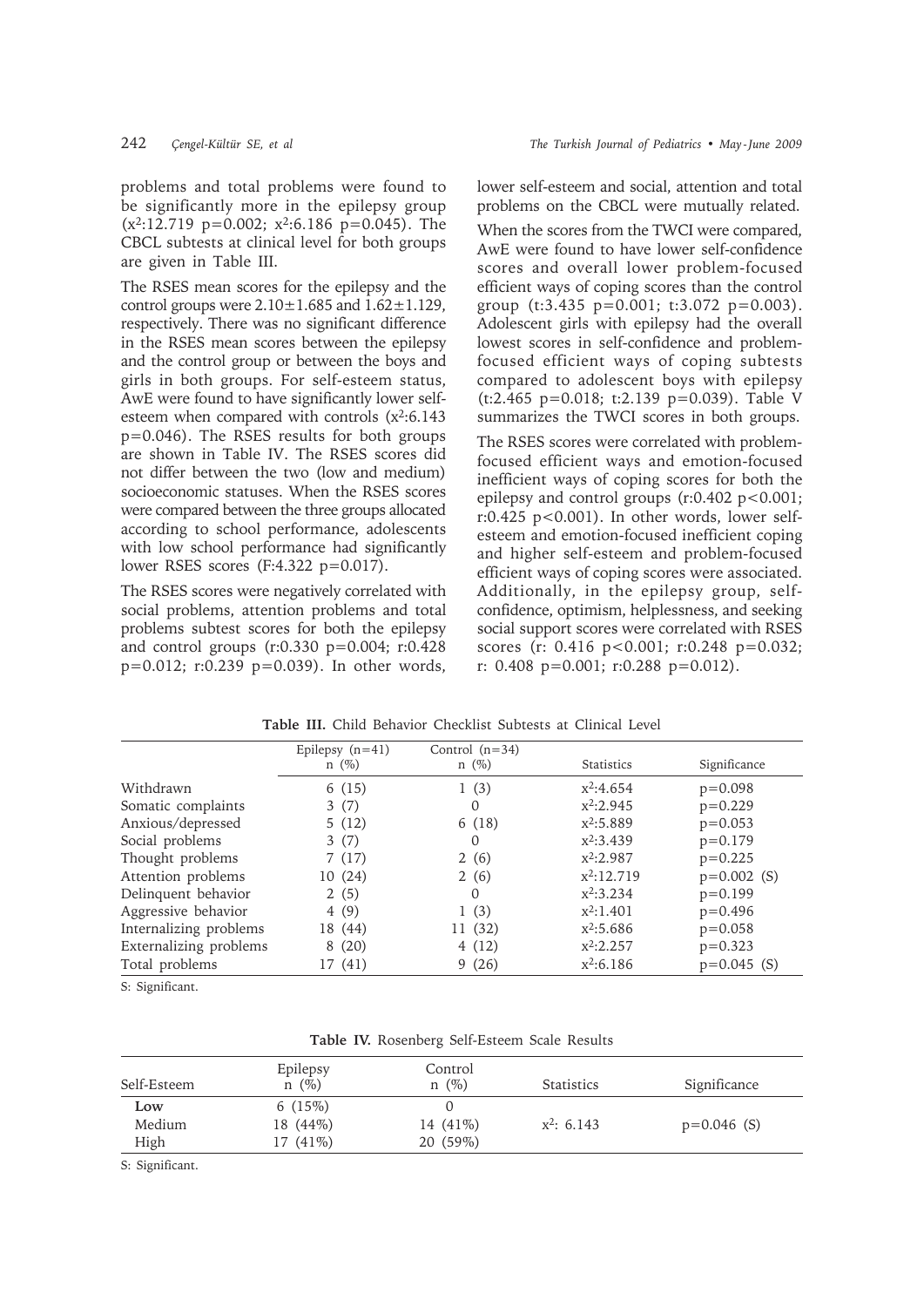problems and total problems were found to be significantly more in the epilepsy group ($x^2$:12.719 p=0.002; $x^2$:6.186 p=0.045). The CBCL subtests at clinical level for both groups are given in Table III.

The RSES mean scores for the epilepsy and the control groups were 2.10±1.685 and 1.62±1.129, respectively. There was no significant difference in the RSES mean scores between the epilepsy and the control group or between the boys and girls in both groups. For self-esteem status, AwE were found to have significantly lower self-esteem when compared with controls ($x^2$:6.143 p=0.046). The RSES results for both groups are shown in Table IV. The RSES scores did not differ between the two (low and medium) socioeconomic statuses. When the RSES scores were compared between the three groups allocated according to school performance, adolescents with low school performance had significantly lower RSES scores (F:4.322 p=0.017).

The RSES scores were negatively correlated with social problems, attention problems and total problems subtest scores for both the epilepsy and control groups (r:0.330 p=0.004; r:0.428 p=0.012; r:0.239 p=0.039). In other words, lower self-esteem and social, attention and total problems on the CBCL were mutually related.

When the scores from the TWCI were compared, AwE were found to have lower self-confidence scores and overall lower problem-focused efficient ways of coping scores than the control group (t:3.435 p=0.001; t:3.072 p=0.003). Adolescent girls with epilepsy had the overall lowest scores in self-confidence and problem-focused efficient ways of coping subtests compared to adolescent boys with epilepsy (t:2.465 p=0.018; t:2.139 p=0.039). Table V summarizes the TWCI scores in both groups.

The RSES scores were correlated with problem-focused efficient ways and emotion-focused inefficient ways of coping scores for both the epilepsy and control groups (r:0.402 p<0.001; r:0.425 p<0.001). In other words, lower self-esteem and emotion-focused inefficient coping and higher self-esteem and problem-focused efficient ways of coping scores were associated. Additionally, in the epilepsy group, self-confidence, optimism, helplessness, and seeking social support scores were correlated with RSES scores (r: 0.416 p<0.001; r:0.248 p=0.032; r: 0.408 p=0.001; r:0.288 p=0.012).

**Table III.** Child Behavior Checklist Subtests at Clinical Level

| | Epilepsy (n=41) n (%) | Control (n=34) n (%) | Statistics | Significance |
|---|---|---|---|---|
| Withdrawn | 6 (15) | 1 (3) | $x^2$:4.654 | p=0.098 |
| Somatic complaints | 3 (7) | 0 | $x^2$:2.945 | p=0.229 |
| Anxious/depressed | 5 (12) | 6 (18) | $x^2$:5.889 | p=0.053 |
| Social problems | 3 (7) | 0 | $x^2$:3.439 | p=0.179 |
| Thought problems | 7 (17) | 2 (6) | $x^2$:2.987 | p=0.225 |
| Attention problems | 10 (24) | 2 (6) | $x^2$:12.719 | p=0.002 (S) |
| Delinquent behavior | 2 (5) | 0 | $x^2$:3.234 | p=0.199 |
| Aggressive behavior | 4 (9) | 1 (3) | $x^2$:1.401 | p=0.496 |
| Internalizing problems | 18 (44) | 11 (32) | $x^2$:5.686 | p=0.058 |
| Externalizing problems | 8 (20) | 4 (12) | $x^2$:2.257 | p=0.323 |
| Total problems | 17 (41) | 9 (26) | $x^2$:6.186 | p=0.045 (S) |

S: Significant.

**Table IV.** Rosenberg Self-Esteem Scale Results

| Self-Esteem | Epilepsy n (%) | Control n (%) | Statistics | Significance |
|---|---|---|---|---|
| **Low** | 6 (15%) | 0 | | |
| Medium | 18 (44%) | 14 (41%) | $x^2$: 6.143 | p=0.046 (S) |
| High | 17 (41%) | 20 (59%) | | |

S: Significant.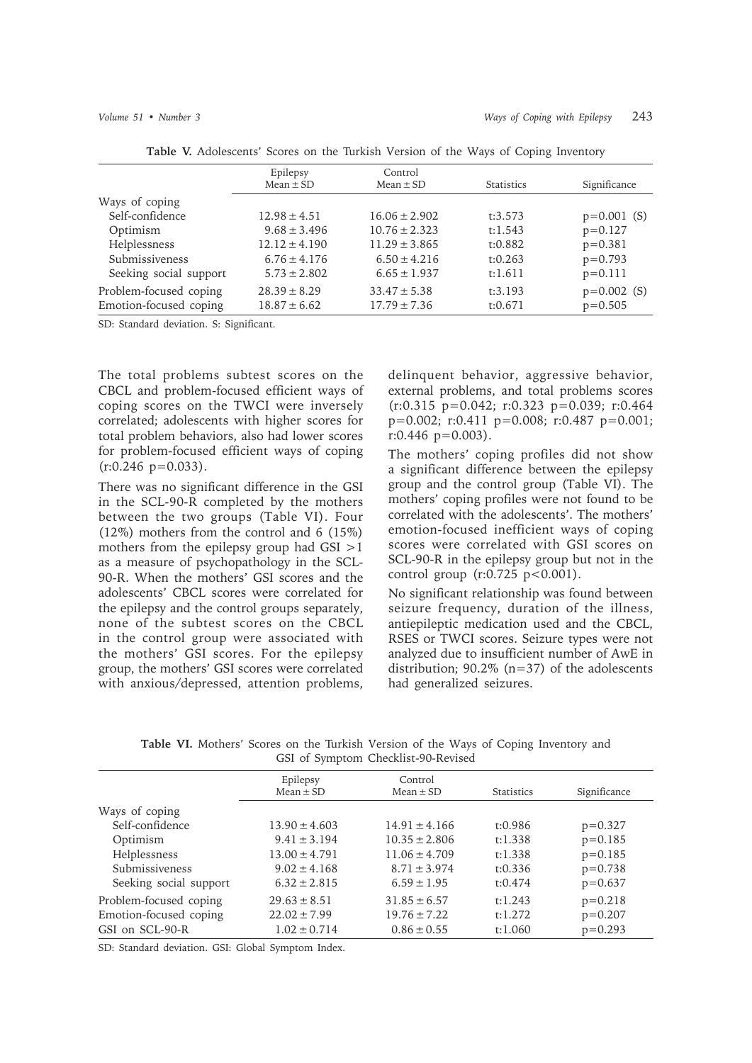**Table V.** Adolescents' Scores on the Turkish Version of the Ways of Coping Inventory

| | Epilepsy Mean ± SD | Control Mean ± SD | Statistics | Significance |
|---|---|---|---|---|
| Ways of coping | | | | |
| Self-confidence | 12.98 ± 4.51 | 16.06 ± 2.902 | t:3.573 | p=0.001 (S) |
| Optimism | 9.68 ± 3.496 | 10.76 ± 2.323 | t:1.543 | p=0.127 |
| Helplessness | 12.12 ± 4.190 | 11.29 ± 3.865 | t:0.882 | p=0.381 |
| Submissiveness | 6.76 ± 4.176 | 6.50 ± 4.216 | t:0.263 | p=0.793 |
| Seeking social support | 5.73 ± 2.802 | 6.65 ± 1.937 | t:1.611 | p=0.111 |
| Problem-focused coping | 28.39 ± 8.29 | 33.47 ± 5.38 | t:3.193 | p=0.002 (S) |
| Emotion-focused coping | 18.87 ± 6.62 | 17.79 ± 7.36 | t:0.671 | p=0.505 |

SD: Standard deviation. S: Significant.

The total problems subtest scores on the CBCL and problem-focused efficient ways of coping scores on the TWCI were inversely correlated; adolescents with higher scores for total problem behaviors, also had lower scores for problem-focused efficient ways of coping (r:0.246 p=0.033).

There was no significant difference in the GSI in the SCL-90-R completed by the mothers between the two groups (Table VI). Four (12%) mothers from the control and 6 (15%) mothers from the epilepsy group had GSI >1 as a measure of psychopathology in the SCL-90-R. When the mothers' GSI scores and the adolescents' CBCL scores were correlated for the epilepsy and the control groups separately, none of the subtest scores on the CBCL in the control group were associated with the mothers' GSI scores. For the epilepsy group, the mothers' GSI scores were correlated with anxious/depressed, attention problems, delinquent behavior, aggressive behavior, external problems, and total problems scores (r:0.315 p=0.042; r:0.323 p=0.039; r:0.464 p=0.002; r:0.411 p=0.008; r:0.487 p=0.001; r:0.446 p=0.003).

The mothers' coping profiles did not show a significant difference between the epilepsy group and the control group (Table VI). The mothers' coping profiles were not found to be correlated with the adolescents'. The mothers' emotion-focused inefficient ways of coping scores were correlated with GSI scores on SCL-90-R in the epilepsy group but not in the control group (r:0.725 p<0.001).

No significant relationship was found between seizure frequency, duration of the illness, antiepileptic medication used and the CBCL, RSES or TWCI scores. Seizure types were not analyzed due to insufficient number of AwE in distribution; 90.2% (n=37) of the adolescents had generalized seizures.

**Table VI.** Mothers' Scores on the Turkish Version of the Ways of Coping Inventory and GSI of Symptom Checklist-90-Revised

| | Epilepsy Mean ± SD | Control Mean ± SD | Statistics | Significance |
|---|---|---|---|---|
| Ways of coping | | | | |
| Self-confidence | 13.90 ± 4.603 | 14.91 ± 4.166 | t:0.986 | p=0.327 |
| Optimism | 9.41 ± 3.194 | 10.35 ± 2.806 | t:1.338 | p=0.185 |
| Helplessness | 13.00 ± 4.791 | 11.06 ± 4.709 | t:1.338 | p=0.185 |
| Submissiveness | 9.02 ± 4.168 | 8.71 ± 3.974 | t:0.336 | p=0.738 |
| Seeking social support | 6.32 ± 2.815 | 6.59 ± 1.95 | t:0.474 | p=0.637 |
| Problem-focused coping | 29.63 ± 8.51 | 31.85 ± 6.57 | t:1.243 | p=0.218 |
| Emotion-focused coping | 22.02 ± 7.99 | 19.76 ± 7.22 | t:1.272 | p=0.207 |
| GSI on SCL-90-R | 1.02 ± 0.714 | 0.86 ± 0.55 | t:1.060 | p=0.293 |

SD: Standard deviation. GSI: Global Symptom Index.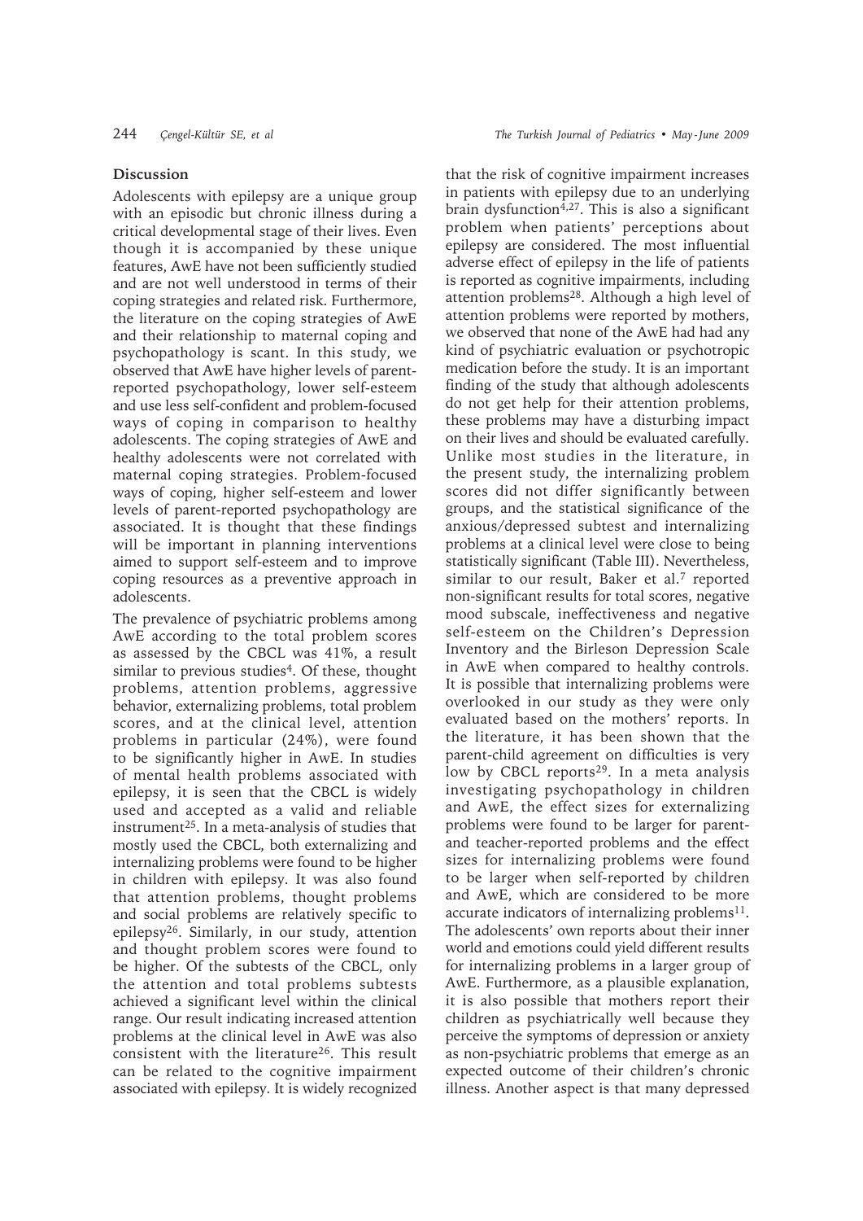## Discussion

Adolescents with epilepsy are a unique group with an episodic but chronic illness during a critical developmental stage of their lives. Even though it is accompanied by these unique features, AwE have not been sufficiently studied and are not well understood in terms of their coping strategies and related risk. Furthermore, the literature on the coping strategies of AwE and their relationship to maternal coping and psychopathology is scant. In this study, we observed that AwE have higher levels of parent-reported psychopathology, lower self-esteem and use less self-confident and problem-focused ways of coping in comparison to healthy adolescents. The coping strategies of AwE and healthy adolescents were not correlated with maternal coping strategies. Problem-focused ways of coping, higher self-esteem and lower levels of parent-reported psychopathology are associated. It is thought that these findings will be important in planning interventions aimed to support self-esteem and to improve coping resources as a preventive approach in adolescents.

The prevalence of psychiatric problems among AwE according to the total problem scores as assessed by the CBCL was 41%, a result similar to previous studies[4]. Of these, thought problems, attention problems, aggressive behavior, externalizing problems, total problem scores, and at the clinical level, attention problems in particular (24%), were found to be significantly higher in AwE. In studies of mental health problems associated with epilepsy, it is seen that the CBCL is widely used and accepted as a valid and reliable instrument[25]. In a meta-analysis of studies that mostly used the CBCL, both externalizing and internalizing problems were found to be higher in children with epilepsy. It was also found that attention problems, thought problems and social problems are relatively specific to epilepsy[26]. Similarly, in our study, attention and thought problem scores were found to be higher. Of the subtests of the CBCL, only the attention and total problems subtests achieved a significant level within the clinical range. Our result indicating increased attention problems at the clinical level in AwE was also consistent with the literature[26]. This result can be related to the cognitive impairment associated with epilepsy. It is widely recognized that the risk of cognitive impairment increases in patients with epilepsy due to an underlying brain dysfunction[4,27]. This is also a significant problem when patients' perceptions about epilepsy are considered. The most influential adverse effect of epilepsy in the life of patients is reported as cognitive impairments, including attention problems[28]. Although a high level of attention problems were reported by mothers, we observed that none of the AwE had had any kind of psychiatric evaluation or psychotropic medication before the study. It is an important finding of the study that although adolescents do not get help for their attention problems, these problems may have a disturbing impact on their lives and should be evaluated carefully. Unlike most studies in the literature, in the present study, the internalizing problem scores did not differ significantly between groups, and the statistical significance of the anxious/depressed subtest and internalizing problems at a clinical level were close to being statistically significant (Table III). Nevertheless, similar to our result, Baker et al.[7] reported non-significant results for total scores, negative mood subscale, ineffectiveness and negative self-esteem on the Children's Depression Inventory and the Birleson Depression Scale in AwE when compared to healthy controls. It is possible that internalizing problems were overlooked in our study as they were only evaluated based on the mothers' reports. In the literature, it has been shown that the parent-child agreement on difficulties is very low by CBCL reports[29]. In a meta analysis investigating psychopathology in children and AwE, the effect sizes for externalizing problems were found to be larger for parent- and teacher-reported problems and the effect sizes for internalizing problems were found to be larger when self-reported by children and AwE, which are considered to be more accurate indicators of internalizing problems[11]. The adolescents' own reports about their inner world and emotions could yield different results for internalizing problems in a larger group of AwE. Furthermore, as a plausible explanation, it is also possible that mothers report their children as psychiatrically well because they perceive the symptoms of depression or anxiety as non-psychiatric problems that emerge as an expected outcome of their children's chronic illness. Another aspect is that many depressed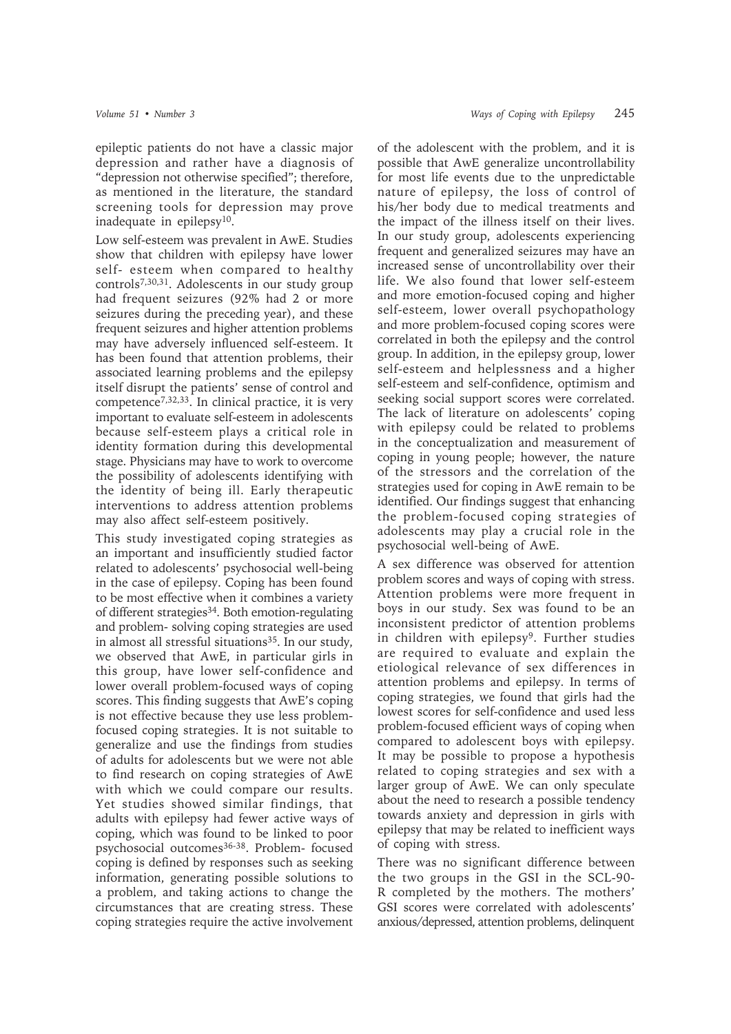epileptic patients do not have a classic major depression and rather have a diagnosis of "depression not otherwise specified"; therefore, as mentioned in the literature, the standard screening tools for depression may prove inadequate in epilepsy[10].

Low self-esteem was prevalent in AwE. Studies show that children with epilepsy have lower self- esteem when compared to healthy controls[7,30,31]. Adolescents in our study group had frequent seizures (92% had 2 or more seizures during the preceding year), and these frequent seizures and higher attention problems may have adversely influenced self-esteem. It has been found that attention problems, their associated learning problems and the epilepsy itself disrupt the patients' sense of control and competence[7,32,33]. In clinical practice, it is very important to evaluate self-esteem in adolescents because self-esteem plays a critical role in identity formation during this developmental stage. Physicians may have to work to overcome the possibility of adolescents identifying with the identity of being ill. Early therapeutic interventions to address attention problems may also affect self-esteem positively.

This study investigated coping strategies as an important and insufficiently studied factor related to adolescents' psychosocial well-being in the case of epilepsy. Coping has been found to be most effective when it combines a variety of different strategies[34]. Both emotion-regulating and problem- solving coping strategies are used in almost all stressful situations[35]. In our study, we observed that AwE, in particular girls in this group, have lower self-confidence and lower overall problem-focused ways of coping scores. This finding suggests that AwE's coping is not effective because they use less problem-focused coping strategies. It is not suitable to generalize and use the findings from studies of adults for adolescents but we were not able to find research on coping strategies of AwE with which we could compare our results. Yet studies showed similar findings, that adults with epilepsy had fewer active ways of coping, which was found to be linked to poor psychosocial outcomes[36-38]. Problem- focused coping is defined by responses such as seeking information, generating possible solutions to a problem, and taking actions to change the circumstances that are creating stress. These coping strategies require the active involvement of the adolescent with the problem, and it is possible that AwE generalize uncontrollability for most life events due to the unpredictable nature of epilepsy, the loss of control of his/her body due to medical treatments and the impact of the illness itself on their lives. In our study group, adolescents experiencing frequent and generalized seizures may have an increased sense of uncontrollability over their life. We also found that lower self-esteem and more emotion-focused coping and higher self-esteem, lower overall psychopathology and more problem-focused coping scores were correlated in both the epilepsy and the control group. In addition, in the epilepsy group, lower self-esteem and helplessness and a higher self-esteem and self-confidence, optimism and seeking social support scores were correlated. The lack of literature on adolescents' coping with epilepsy could be related to problems in the conceptualization and measurement of coping in young people; however, the nature of the stressors and the correlation of the strategies used for coping in AwE remain to be identified. Our findings suggest that enhancing the problem-focused coping strategies of adolescents may play a crucial role in the psychosocial well-being of AwE.

A sex difference was observed for attention problem scores and ways of coping with stress. Attention problems were more frequent in boys in our study. Sex was found to be an inconsistent predictor of attention problems in children with epilepsy[9]. Further studies are required to evaluate and explain the etiological relevance of sex differences in attention problems and epilepsy. In terms of coping strategies, we found that girls had the lowest scores for self-confidence and used less problem-focused efficient ways of coping when compared to adolescent boys with epilepsy. It may be possible to propose a hypothesis related to coping strategies and sex with a larger group of AwE. We can only speculate about the need to research a possible tendency towards anxiety and depression in girls with epilepsy that may be related to inefficient ways of coping with stress.

There was no significant difference between the two groups in the GSI in the SCL-90-R completed by the mothers. The mothers' GSI scores were correlated with adolescents' anxious/depressed, attention problems, delinquent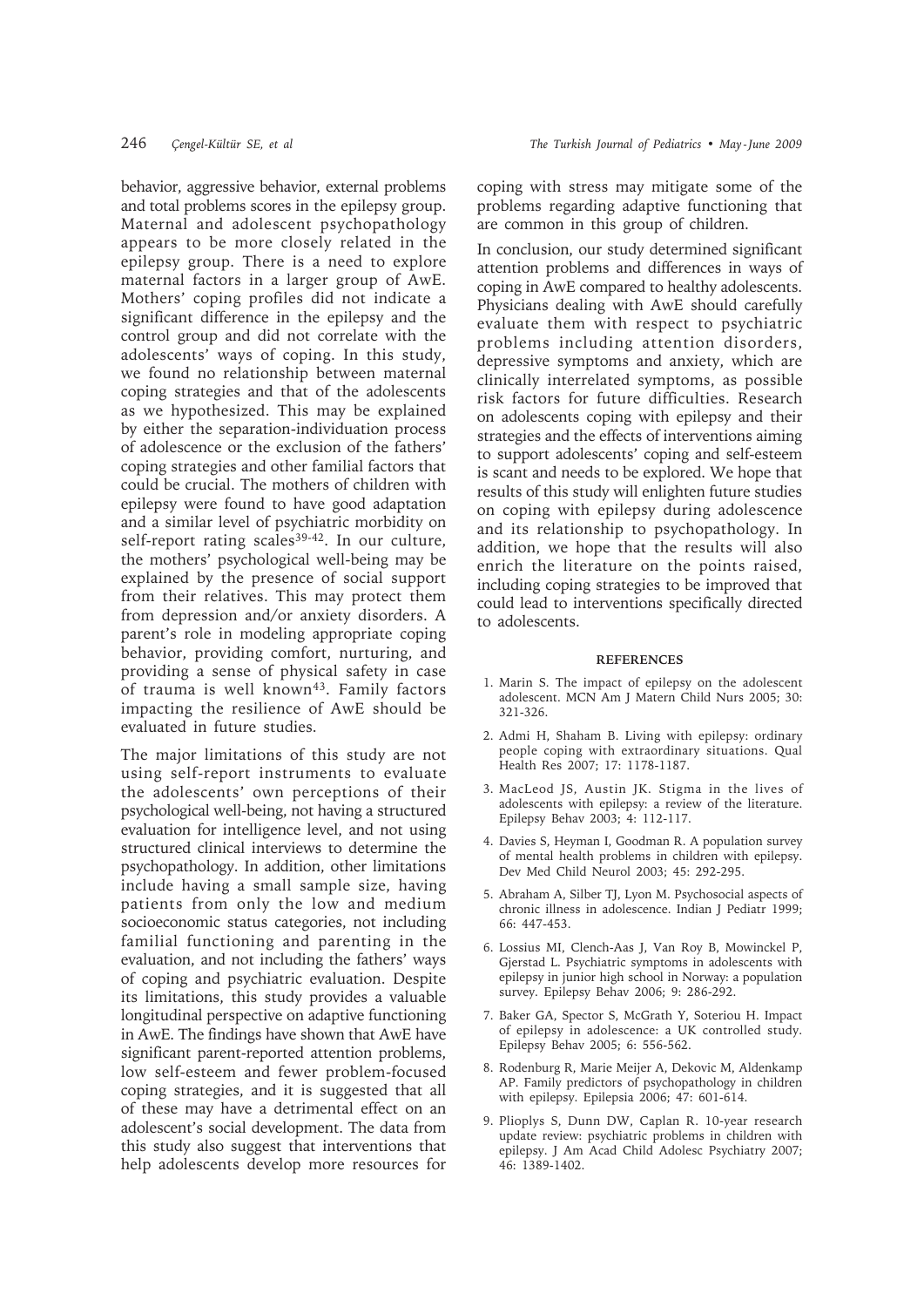behavior, aggressive behavior, external problems and total problems scores in the epilepsy group. Maternal and adolescent psychopathology appears to be more closely related in the epilepsy group. There is a need to explore maternal factors in a larger group of AwE. Mothers' coping profiles did not indicate a significant difference in the epilepsy and the control group and did not correlate with the adolescents' ways of coping. In this study, we found no relationship between maternal coping strategies and that of the adolescents as we hypothesized. This may be explained by either the separation-individuation process of adolescence or the exclusion of the fathers' coping strategies and other familial factors that could be crucial. The mothers of children with epilepsy were found to have good adaptation and a similar level of psychiatric morbidity on self-report rating scales[39-42]. In our culture, the mothers' psychological well-being may be explained by the presence of social support from their relatives. This may protect them from depression and/or anxiety disorders. A parent's role in modeling appropriate coping behavior, providing comfort, nurturing, and providing a sense of physical safety in case of trauma is well known[43]. Family factors impacting the resilience of AwE should be evaluated in future studies.

The major limitations of this study are not using self-report instruments to evaluate the adolescents' own perceptions of their psychological well-being, not having a structured evaluation for intelligence level, and not using structured clinical interviews to determine the psychopathology. In addition, other limitations include having a small sample size, having patients from only the low and medium socioeconomic status categories, not including familial functioning and parenting in the evaluation, and not including the fathers' ways of coping and psychiatric evaluation. Despite its limitations, this study provides a valuable longitudinal perspective on adaptive functioning in AwE. The findings have shown that AwE have significant parent-reported attention problems, low self-esteem and fewer problem-focused coping strategies, and it is suggested that all of these may have a detrimental effect on an adolescent's social development. The data from this study also suggest that interventions that help adolescents develop more resources for coping with stress may mitigate some of the problems regarding adaptive functioning that are common in this group of children.

In conclusion, our study determined significant attention problems and differences in ways of coping in AwE compared to healthy adolescents. Physicians dealing with AwE should carefully evaluate them with respect to psychiatric problems including attention disorders, depressive symptoms and anxiety, which are clinically interrelated symptoms, as possible risk factors for future difficulties. Research on adolescents coping with epilepsy and their strategies and the effects of interventions aiming to support adolescents' coping and self-esteem is scant and needs to be explored. We hope that results of this study will enlighten future studies on coping with epilepsy during adolescence and its relationship to psychopathology. In addition, we hope that the results will also enrich the literature on the points raised, including coping strategies to be improved that could lead to interventions specifically directed to adolescents.

## REFERENCES

1. Marin S. The impact of epilepsy on the adolescent adolescent. MCN Am J Matern Child Nurs 2005; 30: 321-326.
2. Admi H, Shaham B. Living with epilepsy: ordinary people coping with extraordinary situations. Qual Health Res 2007; 17: 1178-1187.
3. MacLeod JS, Austin JK. Stigma in the lives of adolescents with epilepsy: a review of the literature. Epilepsy Behav 2003; 4: 112-117.
4. Davies S, Heyman I, Goodman R. A population survey of mental health problems in children with epilepsy. Dev Med Child Neurol 2003; 45: 292-295.
5. Abraham A, Silber TJ, Lyon M. Psychosocial aspects of chronic illness in adolescence. Indian J Pediatr 1999; 66: 447-453.
6. Lossius MI, Clench-Aas J, Van Roy B, Mowinckel P, Gjerstad L. Psychiatric symptoms in adolescents with epilepsy in junior high school in Norway: a population survey. Epilepsy Behav 2006; 9: 286-292.
7. Baker GA, Spector S, McGrath Y, Soteriou H. Impact of epilepsy in adolescence: a UK controlled study. Epilepsy Behav 2005; 6: 556-562.
8. Rodenburg R, Marie Meijer A, Dekovic M, Aldenkamp AP. Family predictors of psychopathology in children with epilepsy. Epilepsia 2006; 47: 601-614.
9. Plioplys S, Dunn DW, Caplan R. 10-year research update review: psychiatric problems in children with epilepsy. J Am Acad Child Adolesc Psychiatry 2007; 46: 1389-1402.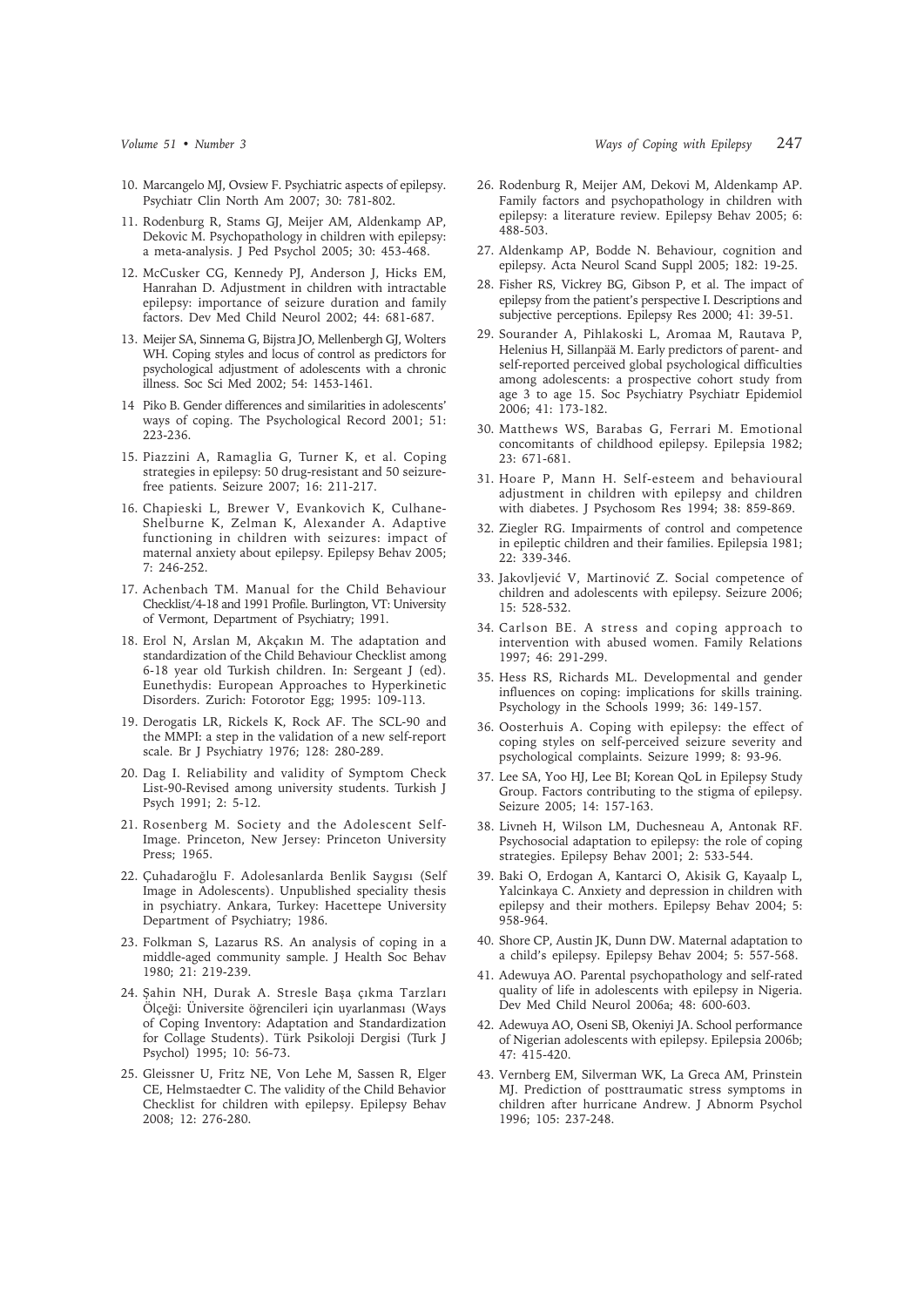10. Marcangelo MJ, Ovsiew F. Psychiatric aspects of epilepsy. Psychiatr Clin North Am 2007; 30: 781-802.
11. Rodenburg R, Stams GJ, Meijer AM, Aldenkamp AP, Dekovic M. Psychopathology in children with epilepsy: a meta-analysis. J Ped Psychol 2005; 30: 453-468.
12. McCusker CG, Kennedy PJ, Anderson J, Hicks EM, Hanrahan D. Adjustment in children with intractable epilepsy: importance of seizure duration and family factors. Dev Med Child Neurol 2002; 44: 681-687.
13. Meijer SA, Sinnema G, Bijstra JO, Mellenbergh GJ, Wolters WH. Coping styles and locus of control as predictors for psychological adjustment of adolescents with a chronic illness. Soc Sci Med 2002; 54: 1453-1461.
14. Piko B. Gender differences and similarities in adolescents' ways of coping. The Psychological Record 2001; 51: 223-236.
15. Piazzini A, Ramaglia G, Turner K, et al. Coping strategies in epilepsy: 50 drug-resistant and 50 seizure-free patients. Seizure 2007; 16: 211-217.
16. Chapieski L, Brewer V, Evankovich K, Culhane-Shelburne K, Zelman K, Alexander A. Adaptive functioning in children with seizures: impact of maternal anxiety about epilepsy. Epilepsy Behav 2005; 7: 246-252.
17. Achenbach TM. Manual for the Child Behaviour Checklist/4-18 and 1991 Profile. Burlington, VT: University of Vermont, Department of Psychiatry; 1991.
18. Erol N, Arslan M, Akçakın M. The adaptation and standardization of the Child Behaviour Checklist among 6-18 year old Turkish children. In: Sergeant J (ed). Eunethydis: European Approaches to Hyperkinetic Disorders. Zurich: Fotorotor Egg; 1995: 109-113.
19. Derogatis LR, Rickels K, Rock AF. The SCL-90 and the MMPI: a step in the validation of a new self-report scale. Br J Psychiatry 1976; 128: 280-289.
20. Dag I. Reliability and validity of Symptom Check List-90-Revised among university students. Turkish J Psych 1991; 2: 5-12.
21. Rosenberg M. Society and the Adolescent Self-Image. Princeton, New Jersey: Princeton University Press; 1965.
22. Çuhadaroğlu F. Adolesanlarda Benlik Saygısı (Self Image in Adolescents). Unpublished speciality thesis in psychiatry. Ankara, Turkey: Hacettepe University Department of Psychiatry; 1986.
23. Folkman S, Lazarus RS. An analysis of coping in a middle-aged community sample. J Health Soc Behav 1980; 21: 219-239.
24. Şahin NH, Durak A. Stresle Başa çıkma Tarzları Ölçeği: Üniversite öğrencileri için uyarlanması (Ways of Coping Inventory: Adaptation and Standardization for Collage Students). Türk Psikoloji Dergisi (Turk J Psychol) 1995; 10: 56-73.
25. Gleissner U, Fritz NE, Von Lehe M, Sassen R, Elger CE, Helmstaedter C. The validity of the Child Behavior Checklist for children with epilepsy. Epilepsy Behav 2008; 12: 276-280.
26. Rodenburg R, Meijer AM, Dekovi M, Aldenkamp AP. Family factors and psychopathology in children with epilepsy: a literature review. Epilepsy Behav 2005; 6: 488-503.
27. Aldenkamp AP, Bodde N. Behaviour, cognition and epilepsy. Acta Neurol Scand Suppl 2005; 182: 19-25.
28. Fisher RS, Vickrey BG, Gibson P, et al. The impact of epilepsy from the patient's perspective I. Descriptions and subjective perceptions. Epilepsy Res 2000; 41: 39-51.
29. Sourander A, Pihlakoski L, Aromaa M, Rautava P, Helenius H, Sillanpää M. Early predictors of parent- and self-reported perceived global psychological difficulties among adolescents: a prospective cohort study from age 3 to age 15. Soc Psychiatry Psychiatr Epidemiol 2006; 41: 173-182.
30. Matthews WS, Barabas G, Ferrari M. Emotional concomitants of childhood epilepsy. Epilepsia 1982; 23: 671-681.
31. Hoare P, Mann H. Self-esteem and behavioural adjustment in children with epilepsy and children with diabetes. J Psychosom Res 1994; 38: 859-869.
32. Ziegler RG. Impairments of control and competence in epileptic children and their families. Epilepsia 1981; 22: 339-346.
33. Jakovljević V, Martinović Z. Social competence of children and adolescents with epilepsy. Seizure 2006; 15: 528-532.
34. Carlson BE. A stress and coping approach to intervention with abused women. Family Relations 1997; 46: 291-299.
35. Hess RS, Richards ML. Developmental and gender influences on coping: implications for skills training. Psychology in the Schools 1999; 36: 149-157.
36. Oosterhuis A. Coping with epilepsy: the effect of coping styles on self-perceived seizure severity and psychological complaints. Seizure 1999; 8: 93-96.
37. Lee SA, Yoo HJ, Lee BI; Korean QoL in Epilepsy Study Group. Factors contributing to the stigma of epilepsy. Seizure 2005; 14: 157-163.
38. Livneh H, Wilson LM, Duchesneau A, Antonak RF. Psychosocial adaptation to epilepsy: the role of coping strategies. Epilepsy Behav 2001; 2: 533-544.
39. Baki O, Erdogan A, Kantarci O, Akisik G, Kayaalp L, Yalcinkaya C. Anxiety and depression in children with epilepsy and their mothers. Epilepsy Behav 2004; 5: 958-964.
40. Shore CP, Austin JK, Dunn DW. Maternal adaptation to a child's epilepsy. Epilepsy Behav 2004; 5: 557-568.
41. Adewuya AO. Parental psychopathology and self-rated quality of life in adolescents with epilepsy in Nigeria. Dev Med Child Neurol 2006a; 48: 600-603.
42. Adewuya AO, Oseni SB, Okeniyi JA. School performance of Nigerian adolescents with epilepsy. Epilepsia 2006b; 47: 415-420.
43. Vernberg EM, Silverman WK, La Greca AM, Prinstein MJ. Prediction of posttraumatic stress symptoms in children after hurricane Andrew. J Abnorm Psychol 1996; 105: 237-248.